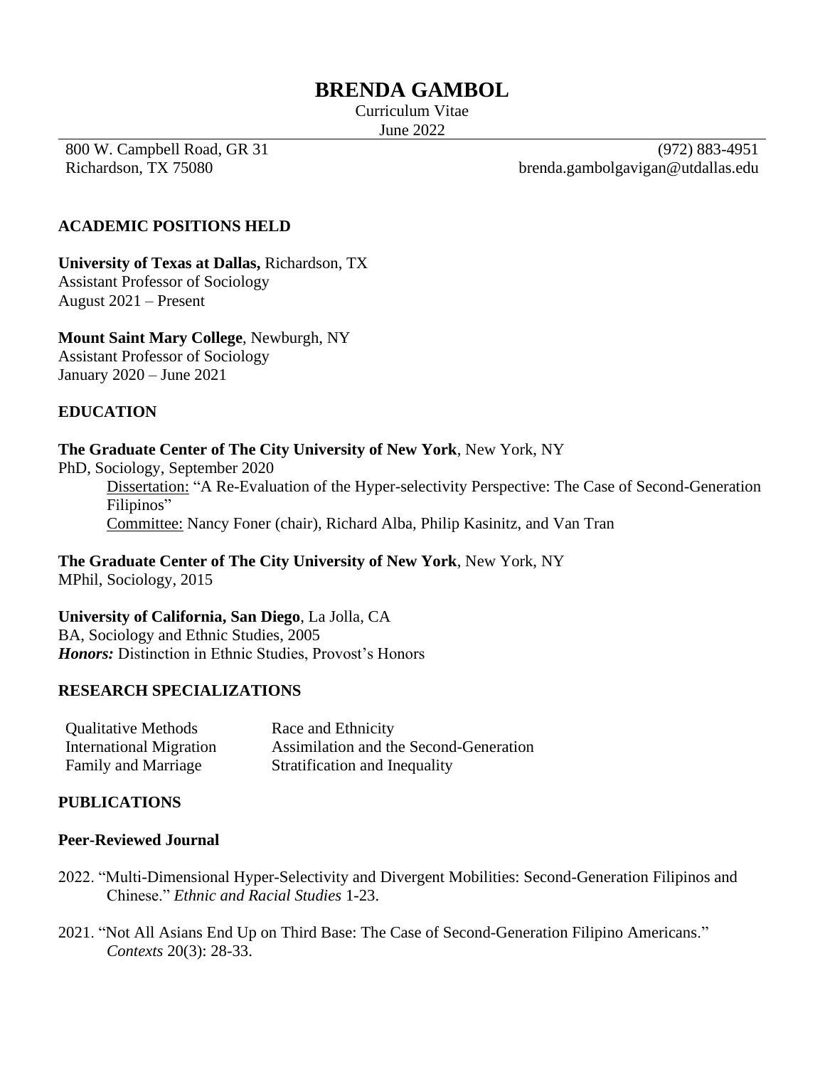# BRENDA GAMBOL

Curriculum Vitae
June 2022

800 W. Campbell Road, GR 31
Richardson, TX 75080

(972) 883-4951
brenda.gambolgavigan@utdallas.edu

## ACADEMIC POSITIONS HELD

**University of Texas at Dallas,** Richardson, TX
Assistant Professor of Sociology
August 2021 – Present

**Mount Saint Mary College**, Newburgh, NY
Assistant Professor of Sociology
January 2020 – June 2021

## EDUCATION

**The Graduate Center of The City University of New York**, New York, NY
PhD, Sociology, September 2020

Dissertation: "A Re-Evaluation of the Hyper-selectivity Perspective: The Case of Second-Generation Filipinos"
Committee: Nancy Foner (chair), Richard Alba, Philip Kasinitz, and Van Tran

**The Graduate Center of The City University of New York**, New York, NY
MPhil, Sociology, 2015

**University of California, San Diego**, La Jolla, CA
BA, Sociology and Ethnic Studies, 2005
***Honors:*** Distinction in Ethnic Studies, Provost's Honors

## RESEARCH SPECIALIZATIONS

| | |
|---|---|
| Qualitative Methods | Race and Ethnicity |
| International Migration | Assimilation and the Second-Generation |
| Family and Marriage | Stratification and Inequality |

## PUBLICATIONS

### Peer-Reviewed Journal

2022. "Multi-Dimensional Hyper-Selectivity and Divergent Mobilities: Second-Generation Filipinos and Chinese." *Ethnic and Racial Studies* 1-23.

2021. "Not All Asians End Up on Third Base: The Case of Second-Generation Filipino Americans." *Contexts* 20(3): 28-33.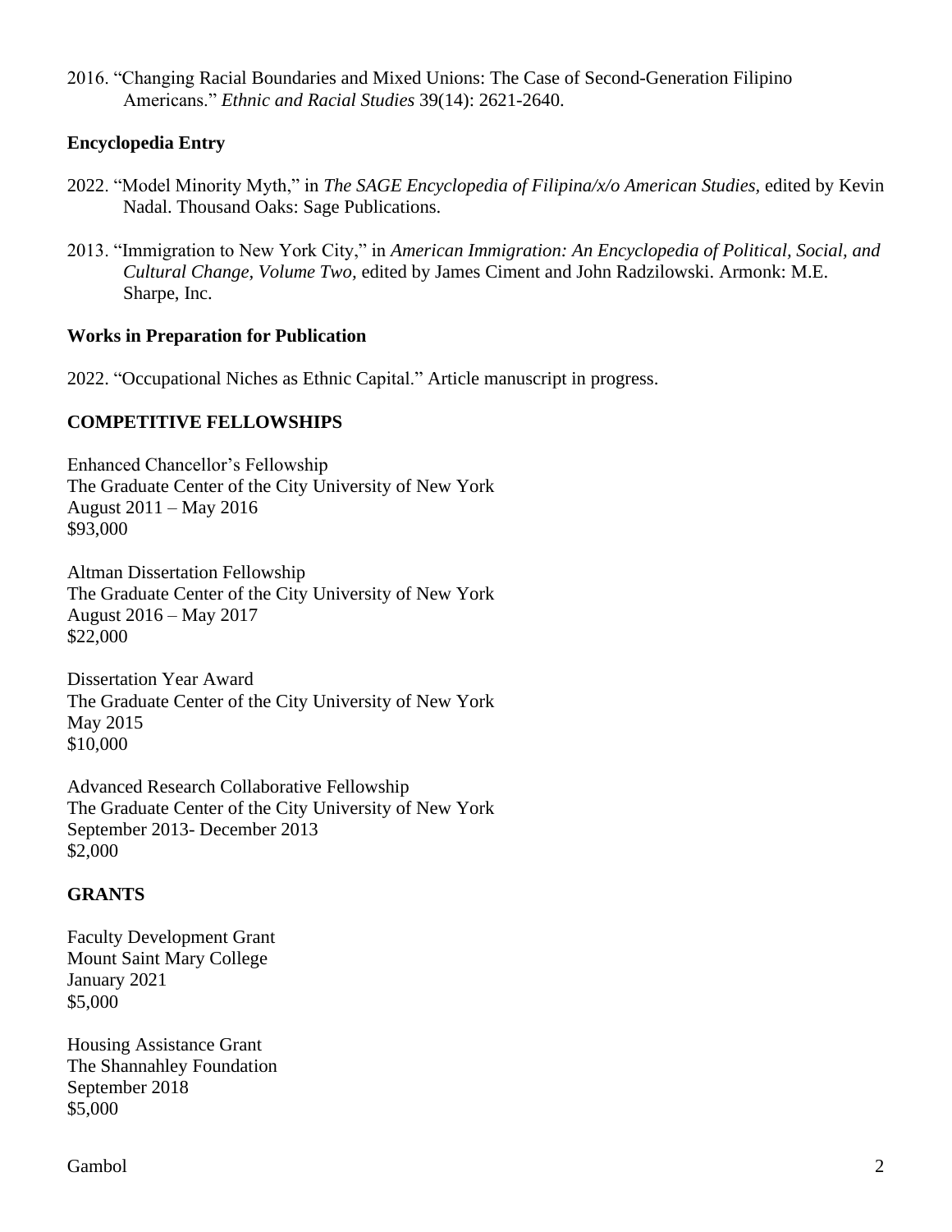2016. "Changing Racial Boundaries and Mixed Unions: The Case of Second-Generation Filipino Americans." *Ethnic and Racial Studies* 39(14): 2621-2640.

**Encyclopedia Entry**

2022. "Model Minority Myth," in *The SAGE Encyclopedia of Filipina/x/o American Studies,* edited by Kevin Nadal. Thousand Oaks: Sage Publications.

2013. "Immigration to New York City," in *American Immigration: An Encyclopedia of Political, Social, and Cultural Change, Volume Two,* edited by James Ciment and John Radzilowski. Armonk: M.E. Sharpe, Inc.

**Works in Preparation for Publication**

2022. "Occupational Niches as Ethnic Capital." Article manuscript in progress.

## COMPETITIVE FELLOWSHIPS

Enhanced Chancellor's Fellowship
The Graduate Center of the City University of New York
August 2011 – May 2016
$93,000

Altman Dissertation Fellowship
The Graduate Center of the City University of New York
August 2016 – May 2017
$22,000

Dissertation Year Award
The Graduate Center of the City University of New York
May 2015
$10,000

Advanced Research Collaborative Fellowship
The Graduate Center of the City University of New York
September 2013- December 2013
$2,000

## GRANTS

Faculty Development Grant
Mount Saint Mary College
January 2021
$5,000

Housing Assistance Grant
The Shannahley Foundation
September 2018
$5,000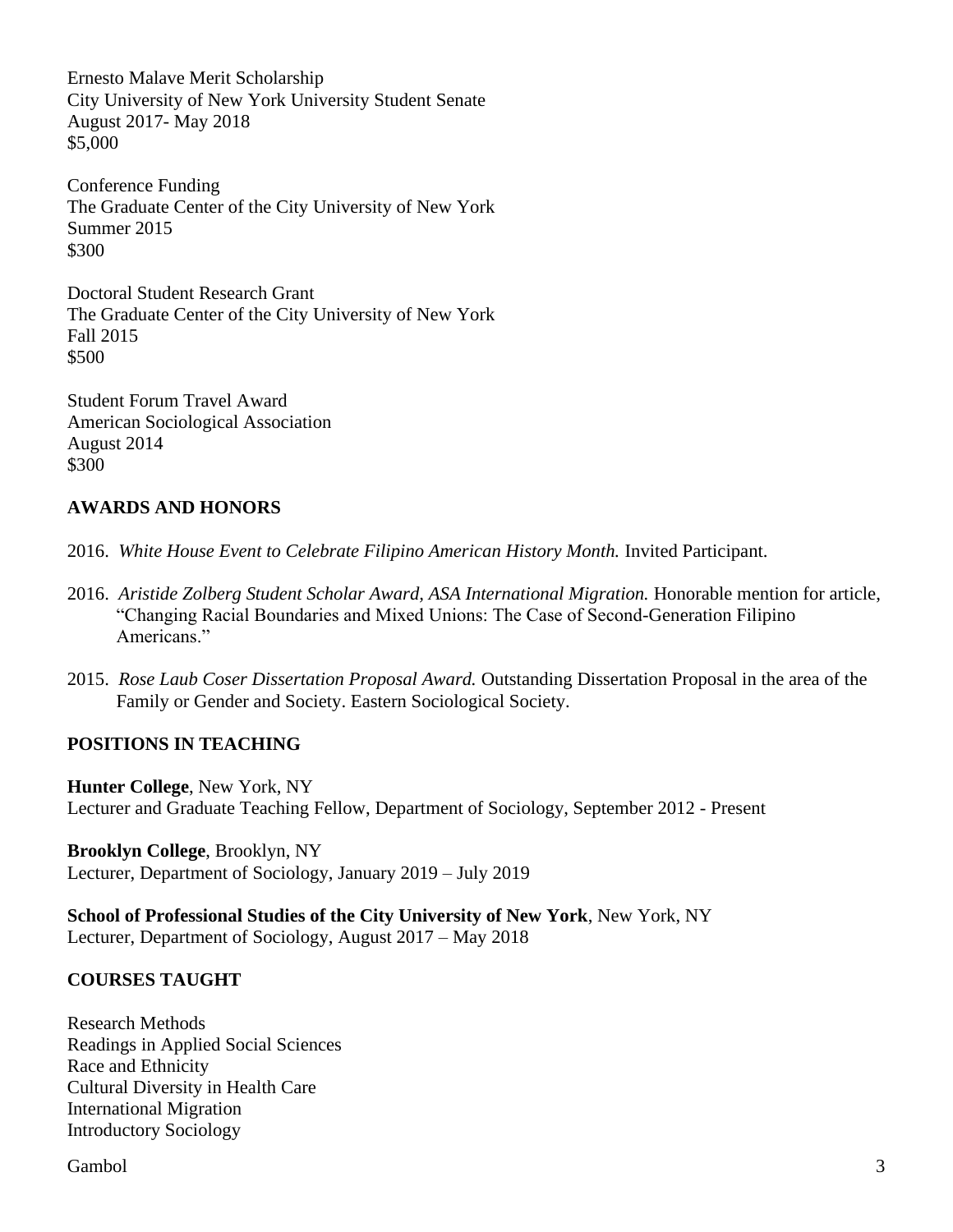Ernesto Malave Merit Scholarship
City University of New York University Student Senate
August 2017- May 2018
$5,000

Conference Funding
The Graduate Center of the City University of New York
Summer 2015
$300

Doctoral Student Research Grant
The Graduate Center of the City University of New York
Fall 2015
$500

Student Forum Travel Award
American Sociological Association
August 2014
$300

## AWARDS AND HONORS

2016. *White House Event to Celebrate Filipino American History Month.* Invited Participant.

2016. *Aristide Zolberg Student Scholar Award, ASA International Migration.* Honorable mention for article, "Changing Racial Boundaries and Mixed Unions: The Case of Second-Generation Filipino Americans."

2015. *Rose Laub Coser Dissertation Proposal Award.* Outstanding Dissertation Proposal in the area of the Family or Gender and Society. Eastern Sociological Society.

## POSITIONS IN TEACHING

**Hunter College**, New York, NY
Lecturer and Graduate Teaching Fellow, Department of Sociology, September 2012 - Present

**Brooklyn College**, Brooklyn, NY
Lecturer, Department of Sociology, January 2019 – July 2019

**School of Professional Studies of the City University of New York**, New York, NY
Lecturer, Department of Sociology, August 2017 – May 2018

## COURSES TAUGHT

Research Methods
Readings in Applied Social Sciences
Race and Ethnicity
Cultural Diversity in Health Care
International Migration
Introductory Sociology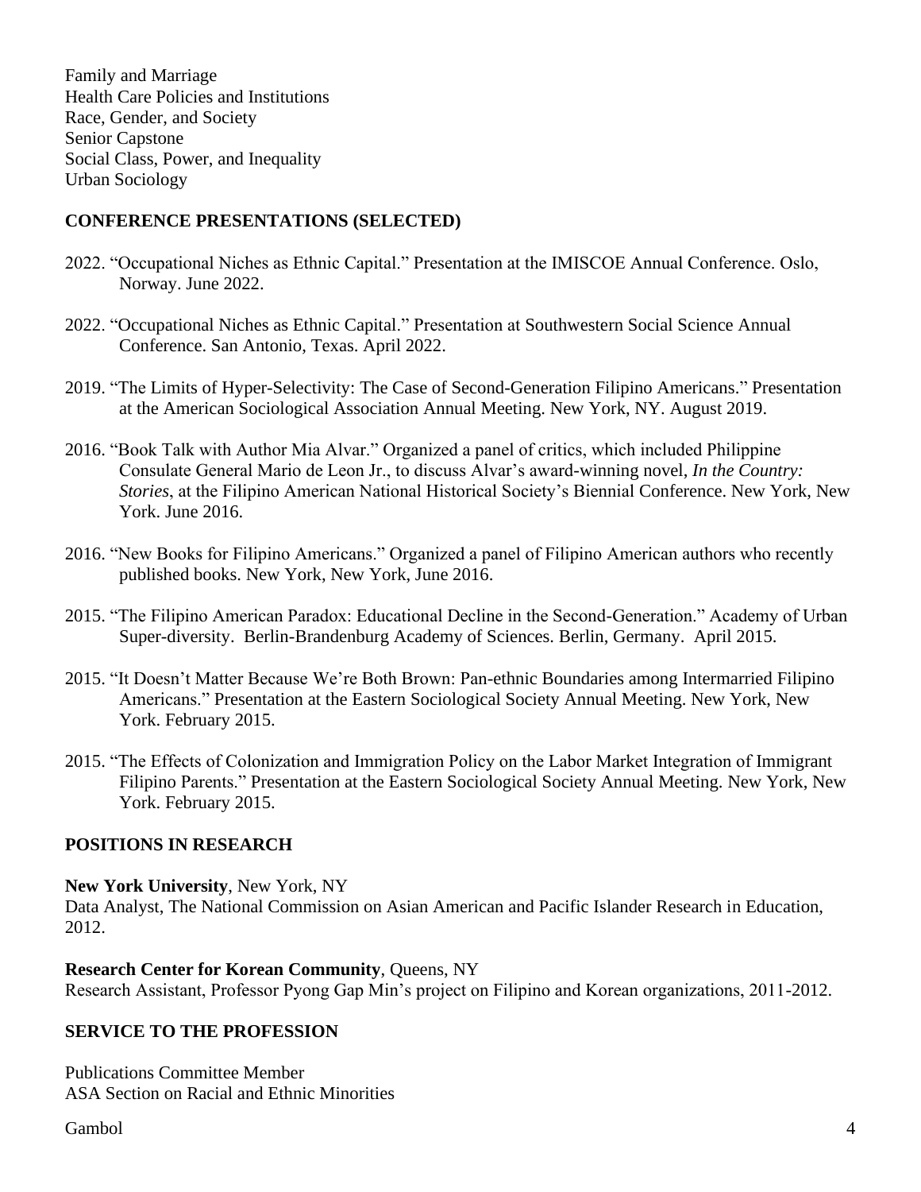Family and Marriage
Health Care Policies and Institutions
Race, Gender, and Society
Senior Capstone
Social Class, Power, and Inequality
Urban Sociology

## CONFERENCE PRESENTATIONS (SELECTED)

2022. "Occupational Niches as Ethnic Capital." Presentation at the IMISCOE Annual Conference. Oslo, Norway. June 2022.

2022. "Occupational Niches as Ethnic Capital." Presentation at Southwestern Social Science Annual Conference. San Antonio, Texas. April 2022.

2019. "The Limits of Hyper-Selectivity: The Case of Second-Generation Filipino Americans." Presentation at the American Sociological Association Annual Meeting. New York, NY. August 2019.

2016. "Book Talk with Author Mia Alvar." Organized a panel of critics, which included Philippine Consulate General Mario de Leon Jr., to discuss Alvar's award-winning novel, *In the Country: Stories*, at the Filipino American National Historical Society's Biennial Conference. New York, New York. June 2016.

2016. "New Books for Filipino Americans." Organized a panel of Filipino American authors who recently published books. New York, New York, June 2016.

2015. "The Filipino American Paradox: Educational Decline in the Second-Generation." Academy of Urban Super-diversity. Berlin-Brandenburg Academy of Sciences. Berlin, Germany. April 2015.

2015. "It Doesn't Matter Because We're Both Brown: Pan-ethnic Boundaries among Intermarried Filipino Americans." Presentation at the Eastern Sociological Society Annual Meeting. New York, New York. February 2015.

2015. "The Effects of Colonization and Immigration Policy on the Labor Market Integration of Immigrant Filipino Parents." Presentation at the Eastern Sociological Society Annual Meeting. New York, New York. February 2015.

## POSITIONS IN RESEARCH

**New York University**, New York, NY
Data Analyst, The National Commission on Asian American and Pacific Islander Research in Education, 2012.

**Research Center for Korean Community**, Queens, NY
Research Assistant, Professor Pyong Gap Min's project on Filipino and Korean organizations, 2011-2012.

## SERVICE TO THE PROFESSION

Publications Committee Member
ASA Section on Racial and Ethnic Minorities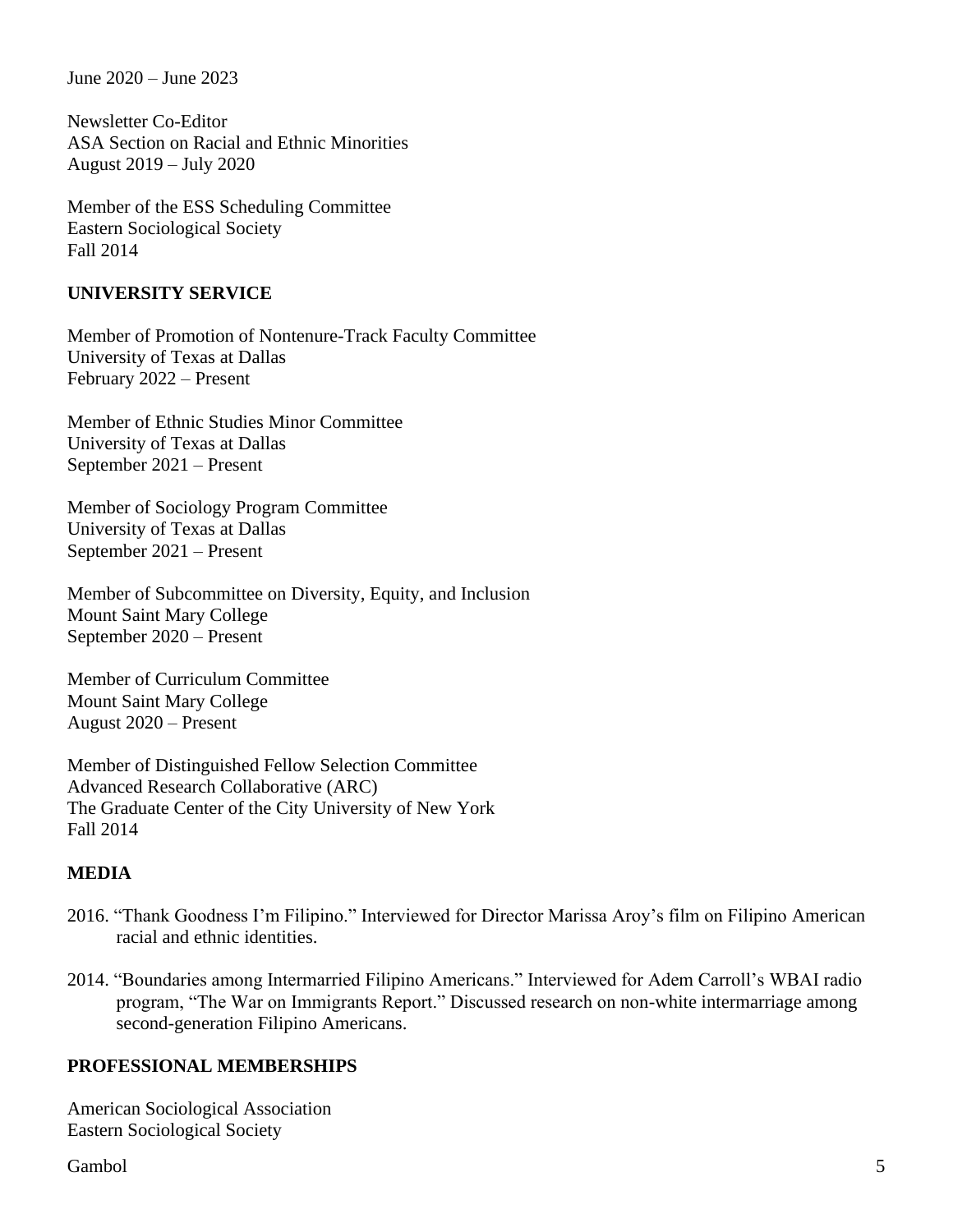June 2020 – June 2023

Newsletter Co-Editor
ASA Section on Racial and Ethnic Minorities
August 2019 – July 2020

Member of the ESS Scheduling Committee
Eastern Sociological Society
Fall 2014

## UNIVERSITY SERVICE

Member of Promotion of Nontenure-Track Faculty Committee
University of Texas at Dallas
February 2022 – Present

Member of Ethnic Studies Minor Committee
University of Texas at Dallas
September 2021 – Present

Member of Sociology Program Committee
University of Texas at Dallas
September 2021 – Present

Member of Subcommittee on Diversity, Equity, and Inclusion
Mount Saint Mary College
September 2020 – Present

Member of Curriculum Committee
Mount Saint Mary College
August 2020 – Present

Member of Distinguished Fellow Selection Committee
Advanced Research Collaborative (ARC)
The Graduate Center of the City University of New York
Fall 2014

## MEDIA

2016. "Thank Goodness I'm Filipino." Interviewed for Director Marissa Aroy's film on Filipino American racial and ethnic identities.

2014. "Boundaries among Intermarried Filipino Americans." Interviewed for Adem Carroll's WBAI radio program, "The War on Immigrants Report." Discussed research on non-white intermarriage among second-generation Filipino Americans.

## PROFESSIONAL MEMBERSHIPS

American Sociological Association
Eastern Sociological Society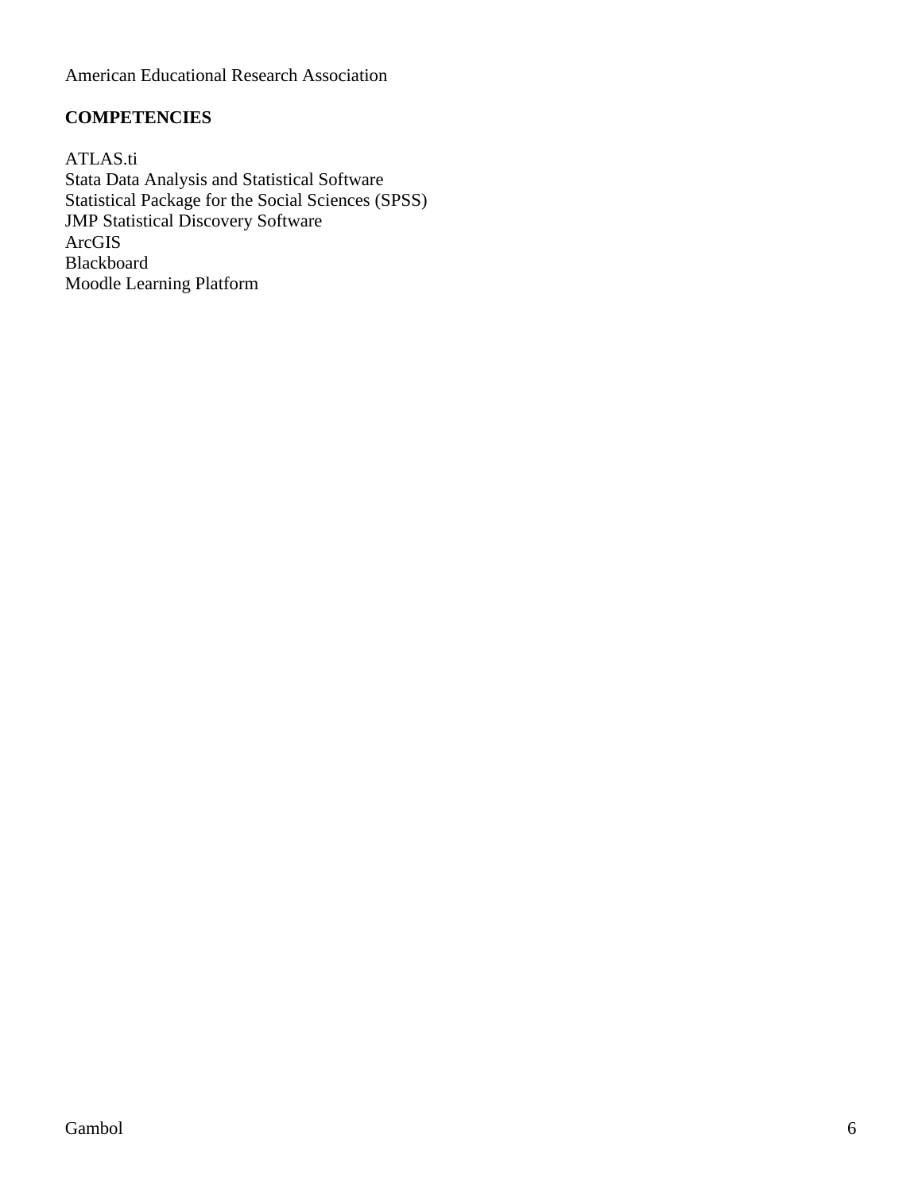American Educational Research Association

**COMPETENCIES**

ATLAS.ti
Stata Data Analysis and Statistical Software
Statistical Package for the Social Sciences (SPSS)
JMP Statistical Discovery Software
ArcGIS
Blackboard
Moodle Learning Platform